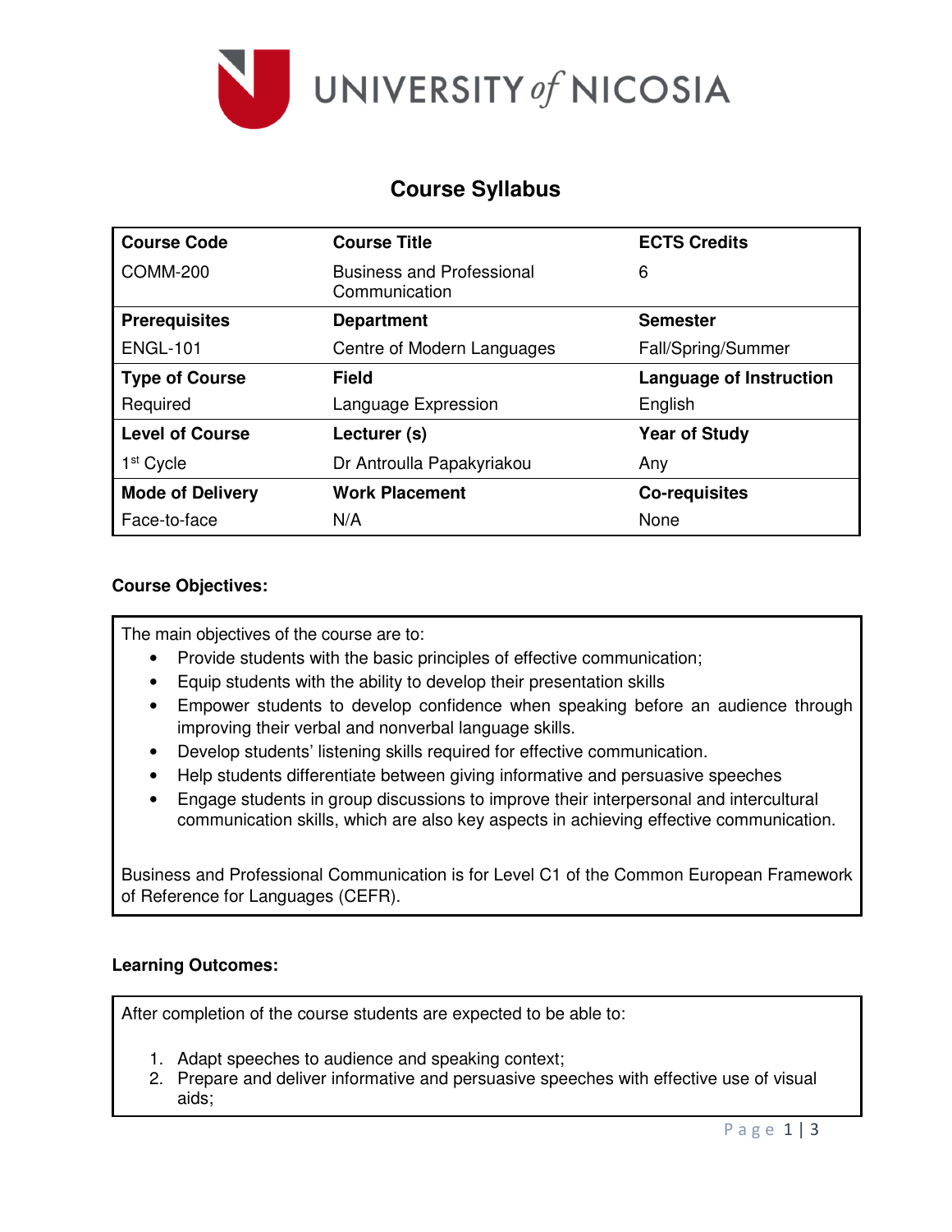UNIVERSITY of NICOSIA

# Course Syllabus

| Course Code | Course Title | ECTS Credits |
|---|---|---|
| COMM-200 | Business and Professional Communication | 6 |
| **Prerequisites** | **Department** | **Semester** |
| ENGL-101 | Centre of Modern Languages | Fall/Spring/Summer |
| **Type of Course** | **Field** | **Language of Instruction** |
| Required | Language Expression | English |
| **Level of Course** | **Lecturer (s)** | **Year of Study** |
| 1st Cycle | Dr Antroulla Papakyriakou | Any |
| **Mode of Delivery** | **Work Placement** | **Co-requisites** |
| Face-to-face | N/A | None |

**Course Objectives:**

The main objectives of the course are to:

- Provide students with the basic principles of effective communication;
- Equip students with the ability to develop their presentation skills
- Empower students to develop confidence when speaking before an audience through improving their verbal and nonverbal language skills.
- Develop students' listening skills required for effective communication.
- Help students differentiate between giving informative and persuasive speeches
- Engage students in group discussions to improve their interpersonal and intercultural communication skills, which are also key aspects in achieving effective communication.

Business and Professional Communication is for Level C1 of the Common European Framework of Reference for Languages (CEFR).

**Learning Outcomes:**

After completion of the course students are expected to be able to:

1. Adapt speeches to audience and speaking context;
2. Prepare and deliver informative and persuasive speeches with effective use of visual aids;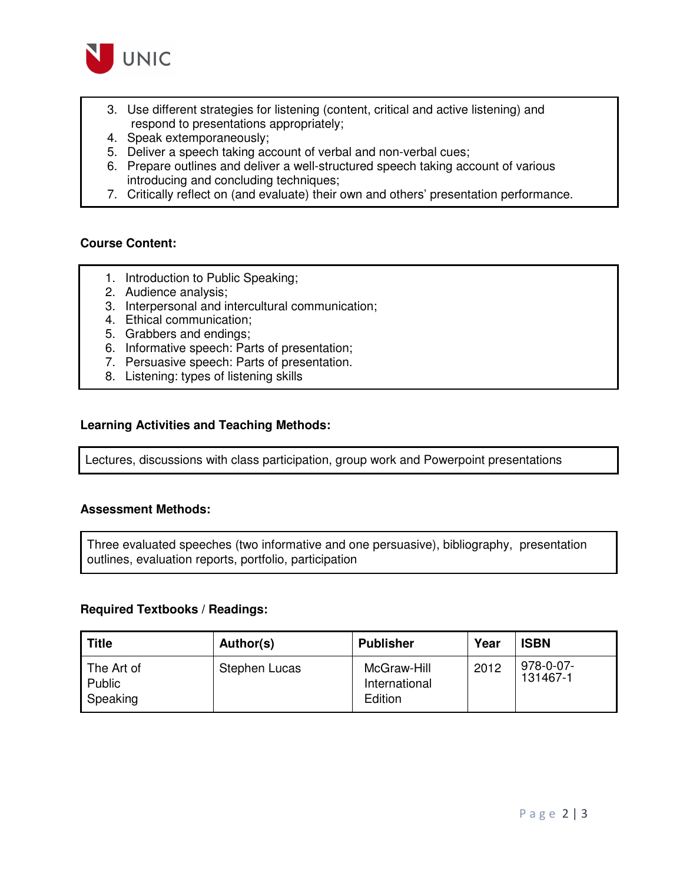3. Use different strategies for listening (content, critical and active listening) and respond to presentations appropriately;
4. Speak extemporaneously;
5. Deliver a speech taking account of verbal and non-verbal cues;
6. Prepare outlines and deliver a well-structured speech taking account of various introducing and concluding techniques;
7. Critically reflect on (and evaluate) their own and others' presentation performance.

**Course Content:**

1. Introduction to Public Speaking;
2. Audience analysis;
3. Interpersonal and intercultural communication;
4. Ethical communication;
5. Grabbers and endings;
6. Informative speech: Parts of presentation;
7. Persuasive speech: Parts of presentation.
8. Listening: types of listening skills

**Learning Activities and Teaching Methods:**

Lectures, discussions with class participation, group work and Powerpoint presentations

**Assessment Methods:**

Three evaluated speeches (two informative and one persuasive), bibliography, presentation outlines, evaluation reports, portfolio, participation

**Required Textbooks / Readings:**

| Title | Author(s) | Publisher | Year | ISBN |
|---|---|---|---|---|
| The Art of Public Speaking | Stephen Lucas | McGraw-Hill International Edition | 2012 | 978-0-07-131467-1 |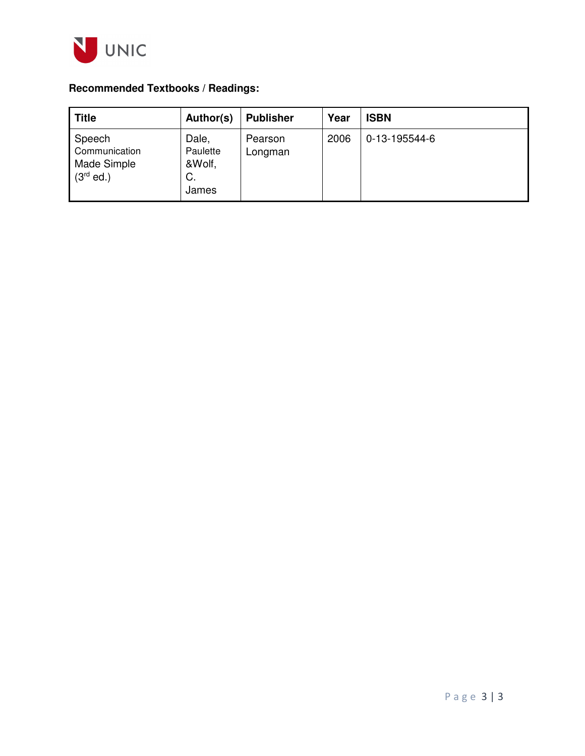**Recommended Textbooks / Readings:**

| Title | Author(s) | Publisher | Year | ISBN |
|---|---|---|---|---|
| Speech Communication Made Simple (3rd ed.) | Dale, Paulette &Wolf, C. James | Pearson Longman | 2006 | 0-13-195544-6 |